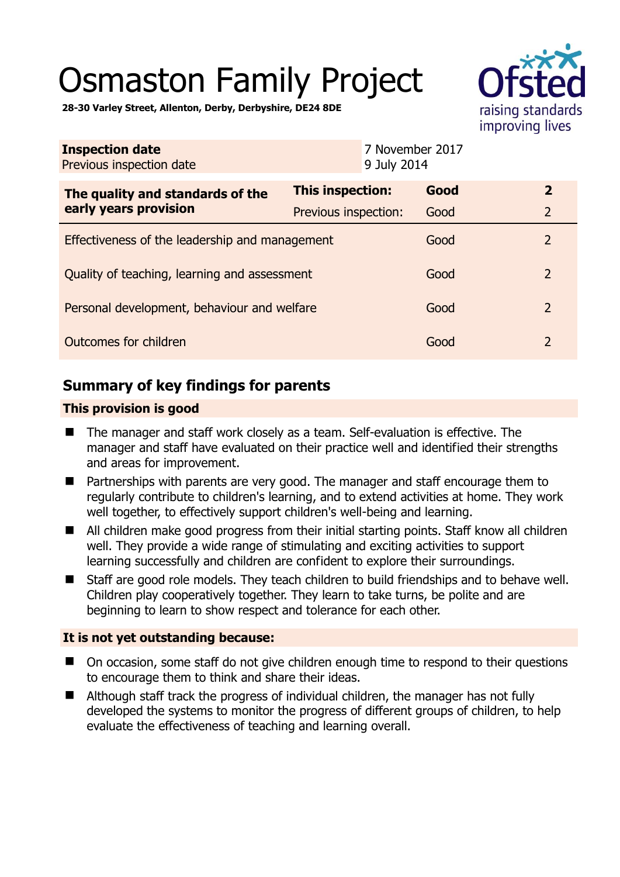# Osmaston Family Project

**28-30 Varley Street, Allenton, Derby, Derbyshire, DE24 8DE**

| **Inspection date** | 7 November 2017 |
|---|---|
| Previous inspection date | 9 July 2014 |

| **The quality and standards of the early years provision** | **This inspection:** | **Good** | **2** |
|---|---|---|---|
| | Previous inspection: | Good | 2 |
| Effectiveness of the leadership and management | | Good | 2 |
| Quality of teaching, learning and assessment | | Good | 2 |
| Personal development, behaviour and welfare | | Good | 2 |
| Outcomes for children | | Good | 2 |

## Summary of key findings for parents

**This provision is good**

- The manager and staff work closely as a team. Self-evaluation is effective. The manager and staff have evaluated on their practice well and identified their strengths and areas for improvement.
- Partnerships with parents are very good. The manager and staff encourage them to regularly contribute to children's learning, and to extend activities at home. They work well together, to effectively support children's well-being and learning.
- All children make good progress from their initial starting points. Staff know all children well. They provide a wide range of stimulating and exciting activities to support learning successfully and children are confident to explore their surroundings.
- Staff are good role models. They teach children to build friendships and to behave well. Children play cooperatively together. They learn to take turns, be polite and are beginning to learn to show respect and tolerance for each other.

**It is not yet outstanding because:**

- On occasion, some staff do not give children enough time to respond to their questions to encourage them to think and share their ideas.
- Although staff track the progress of individual children, the manager has not fully developed the systems to monitor the progress of different groups of children, to help evaluate the effectiveness of teaching and learning overall.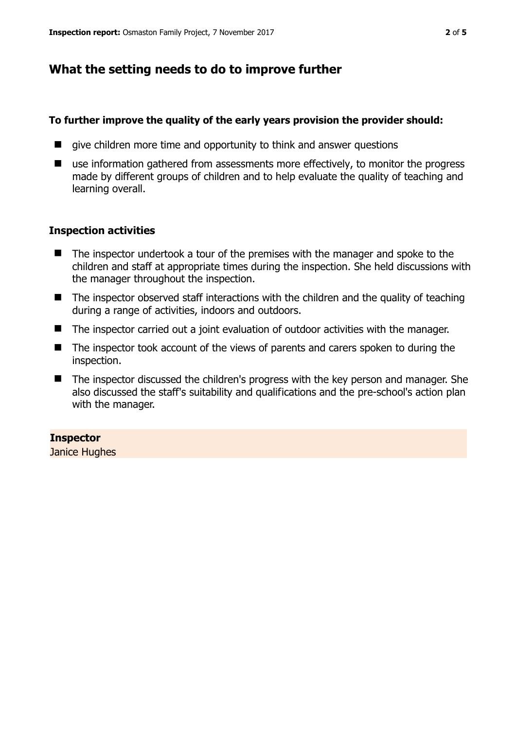## What the setting needs to do to improve further

**To further improve the quality of the early years provision the provider should:**

- give children more time and opportunity to think and answer questions
- use information gathered from assessments more effectively, to monitor the progress made by different groups of children and to help evaluate the quality of teaching and learning overall.

### Inspection activities

- The inspector undertook a tour of the premises with the manager and spoke to the children and staff at appropriate times during the inspection. She held discussions with the manager throughout the inspection.
- The inspector observed staff interactions with the children and the quality of teaching during a range of activities, indoors and outdoors.
- The inspector carried out a joint evaluation of outdoor activities with the manager.
- The inspector took account of the views of parents and carers spoken to during the inspection.
- The inspector discussed the children's progress with the key person and manager. She also discussed the staff's suitability and qualifications and the pre-school's action plan with the manager.

**Inspector**
Janice Hughes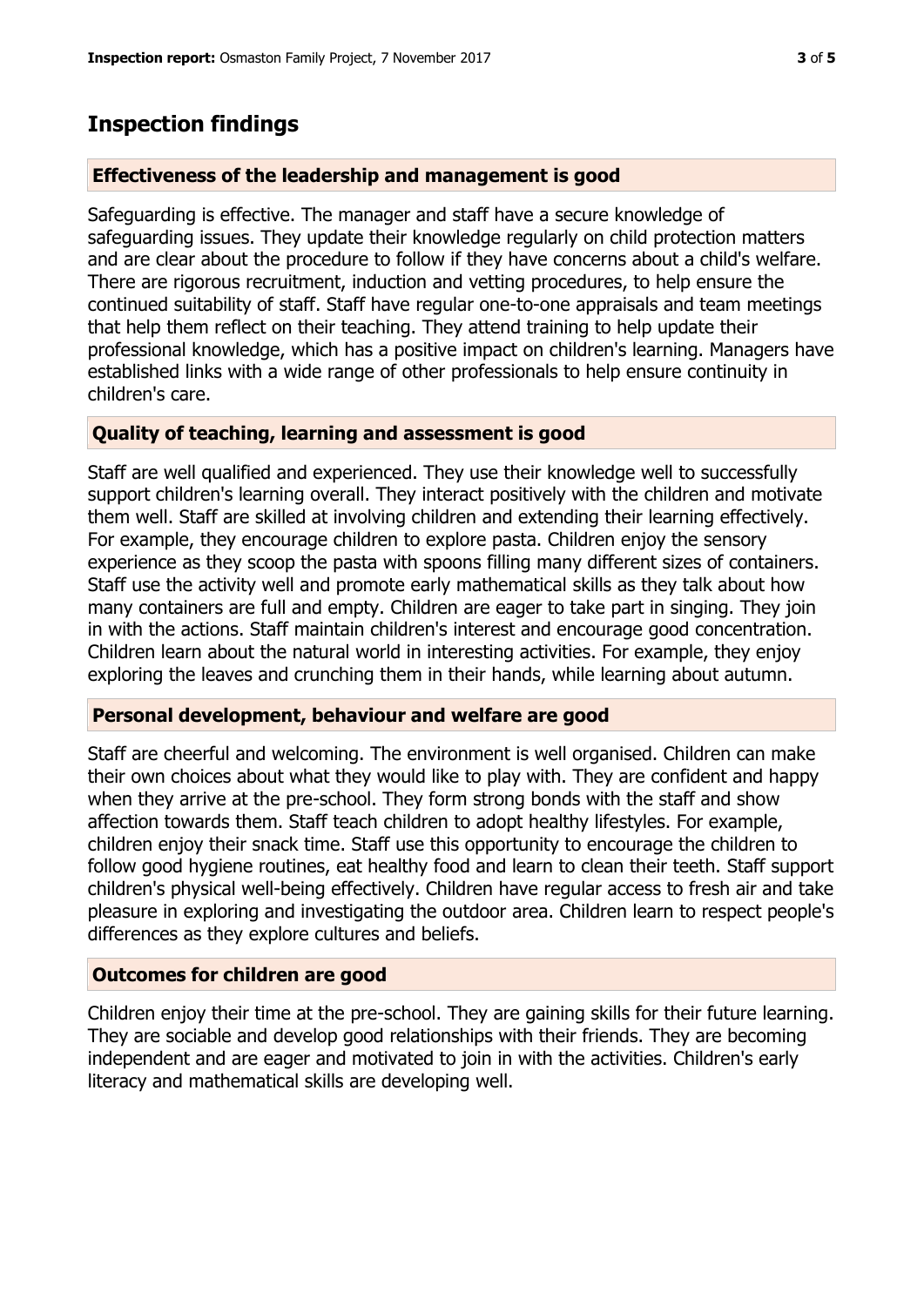## Inspection findings

### Effectiveness of the leadership and management is good

Safeguarding is effective. The manager and staff have a secure knowledge of safeguarding issues. They update their knowledge regularly on child protection matters and are clear about the procedure to follow if they have concerns about a child's welfare. There are rigorous recruitment, induction and vetting procedures, to help ensure the continued suitability of staff. Staff have regular one-to-one appraisals and team meetings that help them reflect on their teaching. They attend training to help update their professional knowledge, which has a positive impact on children's learning. Managers have established links with a wide range of other professionals to help ensure continuity in children's care.

### Quality of teaching, learning and assessment is good

Staff are well qualified and experienced. They use their knowledge well to successfully support children's learning overall. They interact positively with the children and motivate them well. Staff are skilled at involving children and extending their learning effectively. For example, they encourage children to explore pasta. Children enjoy the sensory experience as they scoop the pasta with spoons filling many different sizes of containers. Staff use the activity well and promote early mathematical skills as they talk about how many containers are full and empty. Children are eager to take part in singing. They join in with the actions. Staff maintain children's interest and encourage good concentration. Children learn about the natural world in interesting activities. For example, they enjoy exploring the leaves and crunching them in their hands, while learning about autumn.

### Personal development, behaviour and welfare are good

Staff are cheerful and welcoming. The environment is well organised. Children can make their own choices about what they would like to play with. They are confident and happy when they arrive at the pre-school. They form strong bonds with the staff and show affection towards them. Staff teach children to adopt healthy lifestyles. For example, children enjoy their snack time. Staff use this opportunity to encourage the children to follow good hygiene routines, eat healthy food and learn to clean their teeth. Staff support children's physical well-being effectively. Children have regular access to fresh air and take pleasure in exploring and investigating the outdoor area. Children learn to respect people's differences as they explore cultures and beliefs.

### Outcomes for children are good

Children enjoy their time at the pre-school. They are gaining skills for their future learning. They are sociable and develop good relationships with their friends. They are becoming independent and are eager and motivated to join in with the activities. Children's early literacy and mathematical skills are developing well.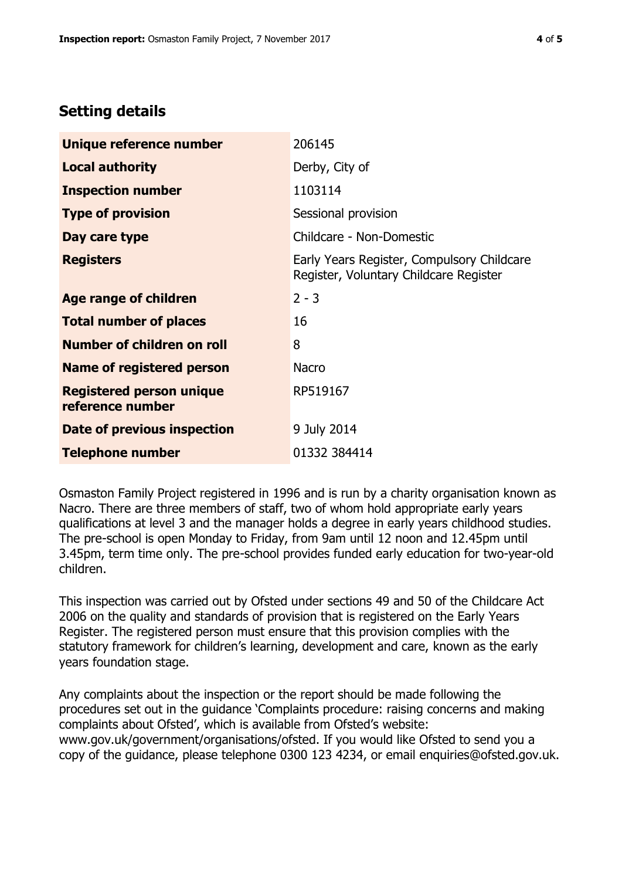## Setting details

| | |
|---|---|
| **Unique reference number** | 206145 |
| **Local authority** | Derby, City of |
| **Inspection number** | 1103114 |
| **Type of provision** | Sessional provision |
| **Day care type** | Childcare - Non-Domestic |
| **Registers** | Early Years Register, Compulsory Childcare Register, Voluntary Childcare Register |
| **Age range of children** | 2 - 3 |
| **Total number of places** | 16 |
| **Number of children on roll** | 8 |
| **Name of registered person** | Nacro |
| **Registered person unique reference number** | RP519167 |
| **Date of previous inspection** | 9 July 2014 |
| **Telephone number** | 01332 384414 |

Osmaston Family Project registered in 1996 and is run by a charity organisation known as Nacro. There are three members of staff, two of whom hold appropriate early years qualifications at level 3 and the manager holds a degree in early years childhood studies. The pre-school is open Monday to Friday, from 9am until 12 noon and 12.45pm until 3.45pm, term time only. The pre-school provides funded early education for two-year-old children.

This inspection was carried out by Ofsted under sections 49 and 50 of the Childcare Act 2006 on the quality and standards of provision that is registered on the Early Years Register. The registered person must ensure that this provision complies with the statutory framework for children's learning, development and care, known as the early years foundation stage.

Any complaints about the inspection or the report should be made following the procedures set out in the guidance 'Complaints procedure: raising concerns and making complaints about Ofsted', which is available from Ofsted's website: www.gov.uk/government/organisations/ofsted. If you would like Ofsted to send you a copy of the guidance, please telephone 0300 123 4234, or email enquiries@ofsted.gov.uk.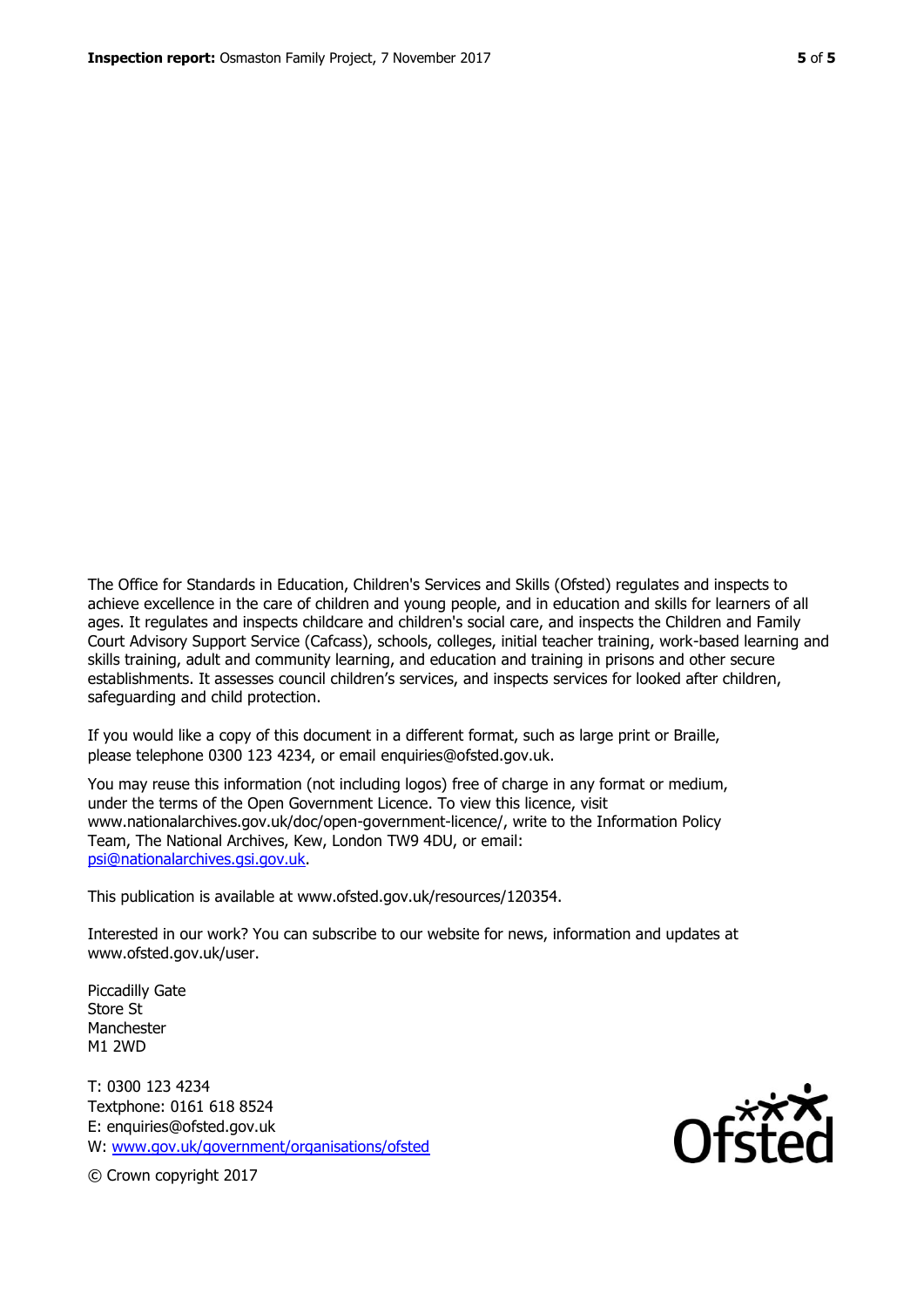The Office for Standards in Education, Children's Services and Skills (Ofsted) regulates and inspects to achieve excellence in the care of children and young people, and in education and skills for learners of all ages. It regulates and inspects childcare and children's social care, and inspects the Children and Family Court Advisory Support Service (Cafcass), schools, colleges, initial teacher training, work-based learning and skills training, adult and community learning, and education and training in prisons and other secure establishments. It assesses council children's services, and inspects services for looked after children, safeguarding and child protection.

If you would like a copy of this document in a different format, such as large print or Braille, please telephone 0300 123 4234, or email enquiries@ofsted.gov.uk.

You may reuse this information (not including logos) free of charge in any format or medium, under the terms of the Open Government Licence. To view this licence, visit www.nationalarchives.gov.uk/doc/open-government-licence/, write to the Information Policy Team, The National Archives, Kew, London TW9 4DU, or email: psi@nationalarchives.gsi.gov.uk.

This publication is available at www.ofsted.gov.uk/resources/120354.

Interested in our work? You can subscribe to our website for news, information and updates at www.ofsted.gov.uk/user.

Piccadilly Gate
Store St
Manchester
M1 2WD

T: 0300 123 4234
Textphone: 0161 618 8524
E: enquiries@ofsted.gov.uk
W: www.gov.uk/government/organisations/ofsted

© Crown copyright 2017